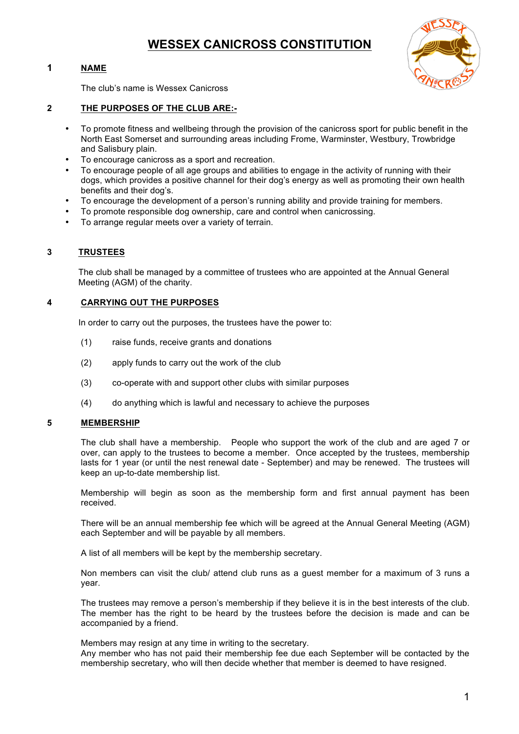# WESSEX CANICROSS CONSTITUTION

## 1 NAME

The club's name is Wessex Canicross

## 2 THE PURPOSES OF THE CLUB ARE:-

- To promote fitness and wellbeing through the provision of the canicross sport for public benefit in the North East Somerset and surrounding areas including Frome, Warminster, Westbury, Trowbridge and Salisbury plain.
- To encourage canicross as a sport and recreation.
- To encourage people of all age groups and abilities to engage in the activity of running with their dogs, which provides a positive channel for their dog's energy as well as promoting their own health benefits and their dog's.
- To encourage the development of a person's running ability and provide training for members.
- To promote responsible dog ownership, care and control when canicrossing.
- To arrange regular meets over a variety of terrain.

## 3 TRUSTEES

The club shall be managed by a committee of trustees who are appointed at the Annual General Meeting (AGM) of the charity.

## 4 CARRYING OUT THE PURPOSES

In order to carry out the purposes, the trustees have the power to:

(1) raise funds, receive grants and donations

(2) apply funds to carry out the work of the club

(3) co-operate with and support other clubs with similar purposes

(4) do anything which is lawful and necessary to achieve the purposes

## 5 MEMBERSHIP

The club shall have a membership. People who support the work of the club and are aged 7 or over, can apply to the trustees to become a member. Once accepted by the trustees, membership lasts for 1 year (or until the nest renewal date - September) and may be renewed. The trustees will keep an up-to-date membership list.

Membership will begin as soon as the membership form and first annual payment has been received.

There will be an annual membership fee which will be agreed at the Annual General Meeting (AGM) each September and will be payable by all members.

A list of all members will be kept by the membership secretary.

Non members can visit the club/ attend club runs as a guest member for a maximum of 3 runs a year.

The trustees may remove a person's membership if they believe it is in the best interests of the club. The member has the right to be heard by the trustees before the decision is made and can be accompanied by a friend.

Members may resign at any time in writing to the secretary.
Any member who has not paid their membership fee due each September will be contacted by the membership secretary, who will then decide whether that member is deemed to have resigned.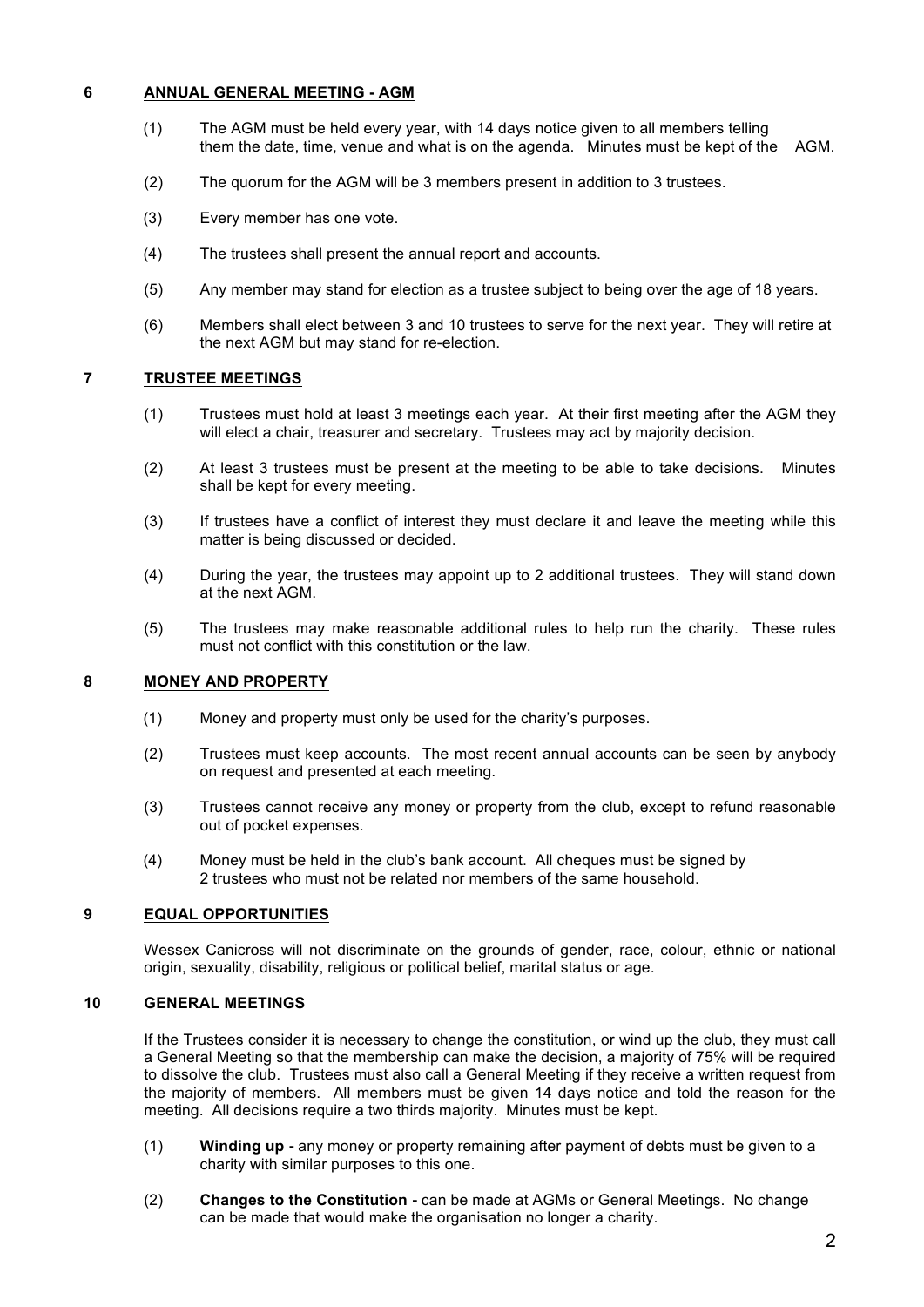## 6 ANNUAL GENERAL MEETING - AGM

(1) The AGM must be held every year, with 14 days notice given to all members telling them the date, time, venue and what is on the agenda. Minutes must be kept of the AGM.

(2) The quorum for the AGM will be 3 members present in addition to 3 trustees.

(3) Every member has one vote.

(4) The trustees shall present the annual report and accounts.

(5) Any member may stand for election as a trustee subject to being over the age of 18 years.

(6) Members shall elect between 3 and 10 trustees to serve for the next year. They will retire at the next AGM but may stand for re-election.

## 7 TRUSTEE MEETINGS

(1) Trustees must hold at least 3 meetings each year. At their first meeting after the AGM they will elect a chair, treasurer and secretary. Trustees may act by majority decision.

(2) At least 3 trustees must be present at the meeting to be able to take decisions. Minutes shall be kept for every meeting.

(3) If trustees have a conflict of interest they must declare it and leave the meeting while this matter is being discussed or decided.

(4) During the year, the trustees may appoint up to 2 additional trustees. They will stand down at the next AGM.

(5) The trustees may make reasonable additional rules to help run the charity. These rules must not conflict with this constitution or the law.

## 8 MONEY AND PROPERTY

(1) Money and property must only be used for the charity's purposes.

(2) Trustees must keep accounts. The most recent annual accounts can be seen by anybody on request and presented at each meeting.

(3) Trustees cannot receive any money or property from the club, except to refund reasonable out of pocket expenses.

(4) Money must be held in the club's bank account. All cheques must be signed by 2 trustees who must not be related nor members of the same household.

## 9 EQUAL OPPORTUNITIES

Wessex Canicross will not discriminate on the grounds of gender, race, colour, ethnic or national origin, sexuality, disability, religious or political belief, marital status or age.

## 10 GENERAL MEETINGS

If the Trustees consider it is necessary to change the constitution, or wind up the club, they must call a General Meeting so that the membership can make the decision, a majority of 75% will be required to dissolve the club. Trustees must also call a General Meeting if they receive a written request from the majority of members. All members must be given 14 days notice and told the reason for the meeting. All decisions require a two thirds majority. Minutes must be kept.

(1) **Winding up -** any money or property remaining after payment of debts must be given to a charity with similar purposes to this one.

(2) **Changes to the Constitution -** can be made at AGMs or General Meetings. No change can be made that would make the organisation no longer a charity.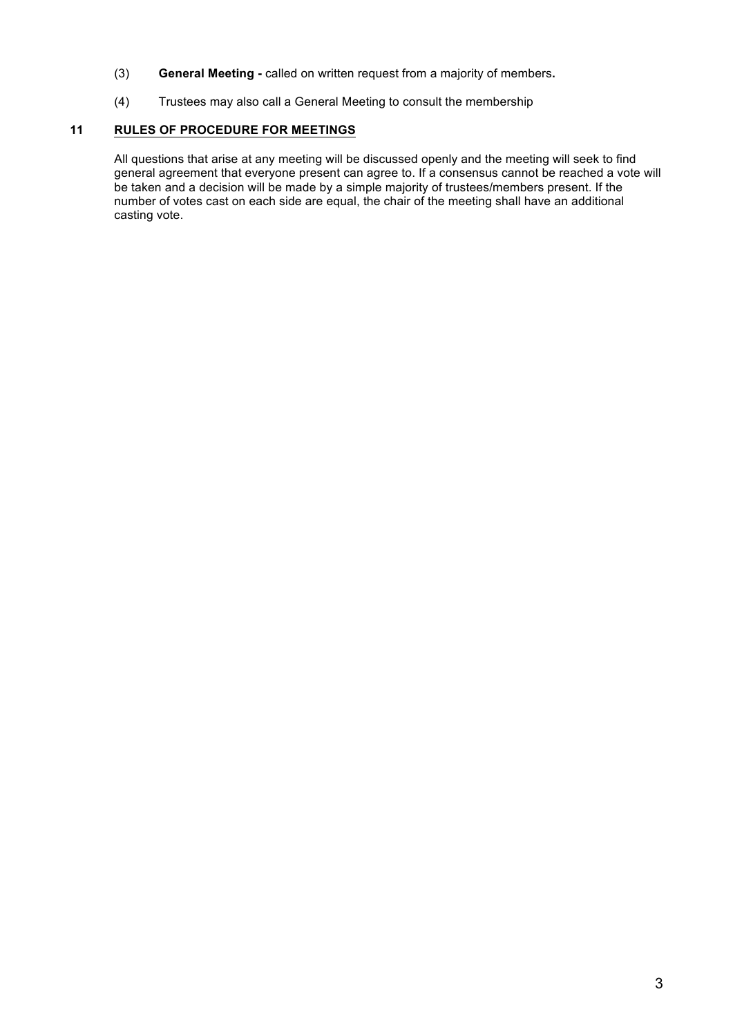(3) **General Meeting -** called on written request from a majority of members**.**

(4) Trustees may also call a General Meeting to consult the membership

## 11 RULES OF PROCEDURE FOR MEETINGS

All questions that arise at any meeting will be discussed openly and the meeting will seek to find general agreement that everyone present can agree to. If a consensus cannot be reached a vote will be taken and a decision will be made by a simple majority of trustees/members present. If the number of votes cast on each side are equal, the chair of the meeting shall have an additional casting vote.